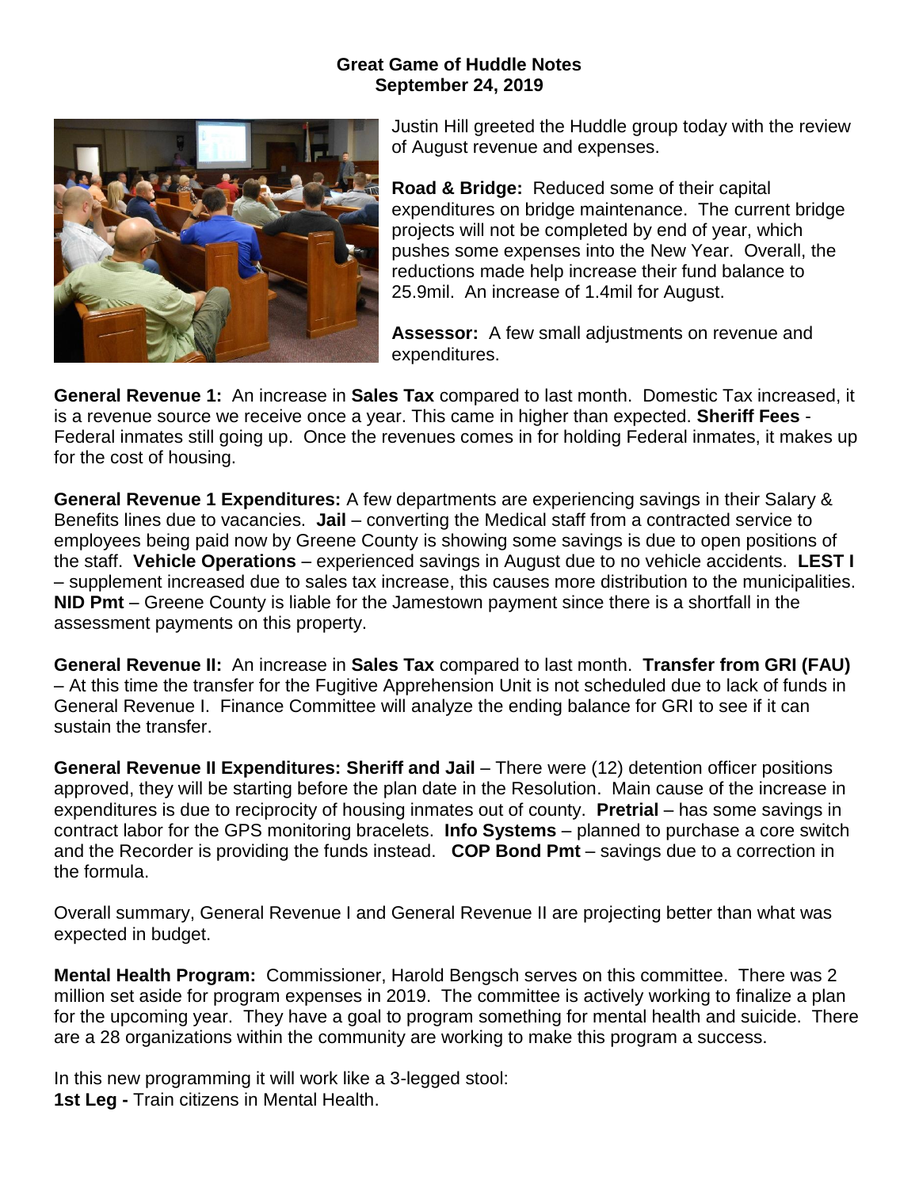# Great Game of Huddle Notes
## September 24, 2019

Justin Hill greeted the Huddle group today with the review of August revenue and expenses.

**Road & Bridge:** Reduced some of their capital expenditures on bridge maintenance. The current bridge projects will not be completed by end of year, which pushes some expenses into the New Year. Overall, the reductions made help increase their fund balance to 25.9mil. An increase of 1.4mil for August.

**Assessor:** A few small adjustments on revenue and expenditures.

**General Revenue 1:** An increase in **Sales Tax** compared to last month. Domestic Tax increased, it is a revenue source we receive once a year. This came in higher than expected. **Sheriff Fees** - Federal inmates still going up. Once the revenues comes in for holding Federal inmates, it makes up for the cost of housing.

**General Revenue 1 Expenditures:** A few departments are experiencing savings in their Salary & Benefits lines due to vacancies. **Jail** – converting the Medical staff from a contracted service to employees being paid now by Greene County is showing some savings is due to open positions of the staff. **Vehicle Operations** – experienced savings in August due to no vehicle accidents. **LEST I** – supplement increased due to sales tax increase, this causes more distribution to the municipalities. **NID Pmt** – Greene County is liable for the Jamestown payment since there is a shortfall in the assessment payments on this property.

**General Revenue II:** An increase in **Sales Tax** compared to last month. **Transfer from GRI (FAU)** – At this time the transfer for the Fugitive Apprehension Unit is not scheduled due to lack of funds in General Revenue I. Finance Committee will analyze the ending balance for GRI to see if it can sustain the transfer.

**General Revenue II Expenditures: Sheriff and Jail** – There were (12) detention officer positions approved, they will be starting before the plan date in the Resolution. Main cause of the increase in expenditures is due to reciprocity of housing inmates out of county. **Pretrial** – has some savings in contract labor for the GPS monitoring bracelets. **Info Systems** – planned to purchase a core switch and the Recorder is providing the funds instead. **COP Bond Pmt** – savings due to a correction in the formula.

Overall summary, General Revenue I and General Revenue II are projecting better than what was expected in budget.

**Mental Health Program:** Commissioner, Harold Bengsch serves on this committee. There was 2 million set aside for program expenses in 2019. The committee is actively working to finalize a plan for the upcoming year. They have a goal to program something for mental health and suicide. There are a 28 organizations within the community are working to make this program a success.

In this new programming it will work like a 3-legged stool:
**1st Leg -** Train citizens in Mental Health.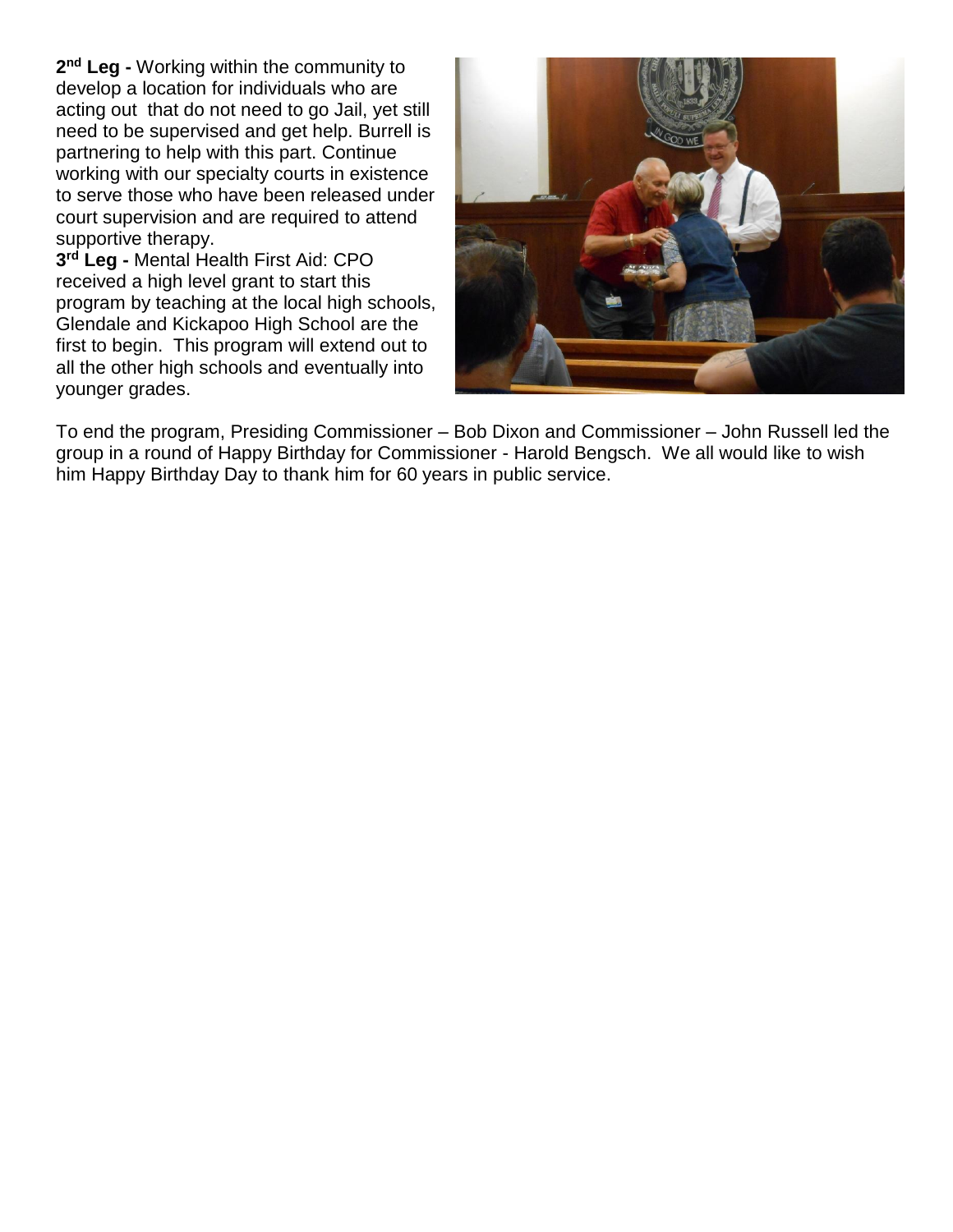**2nd Leg -** Working within the community to develop a location for individuals who are acting out that do not need to go Jail, yet still need to be supervised and get help. Burrell is partnering to help with this part. Continue working with our specialty courts in existence to serve those who have been released under court supervision and are required to attend supportive therapy.

**3rd Leg -** Mental Health First Aid: CPO received a high level grant to start this program by teaching at the local high schools, Glendale and Kickapoo High School are the first to begin. This program will extend out to all the other high schools and eventually into younger grades.

To end the program, Presiding Commissioner – Bob Dixon and Commissioner – John Russell led the group in a round of Happy Birthday for Commissioner - Harold Bengsch. We all would like to wish him Happy Birthday Day to thank him for 60 years in public service.